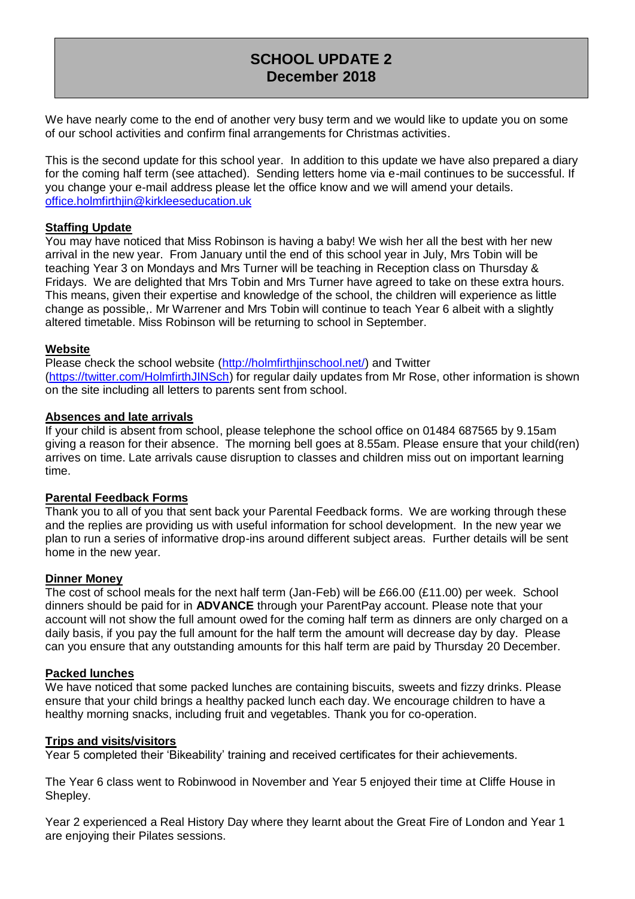# SCHOOL UPDATE 2
## December 2018

We have nearly come to the end of another very busy term and we would like to update you on some of our school activities and confirm final arrangements for Christmas activities.

This is the second update for this school year. In addition to this update we have also prepared a diary for the coming half term (see attached). Sending letters home via e-mail continues to be successful. If you change your e-mail address please let the office know and we will amend your details. office.holmfirthjin@kirkleeseducation.uk

### Staffing Update

You may have noticed that Miss Robinson is having a baby! We wish her all the best with her new arrival in the new year. From January until the end of this school year in July, Mrs Tobin will be teaching Year 3 on Mondays and Mrs Turner will be teaching in Reception class on Thursday & Fridays. We are delighted that Mrs Tobin and Mrs Turner have agreed to take on these extra hours. This means, given their expertise and knowledge of the school, the children will experience as little change as possible,. Mr Warrener and Mrs Tobin will continue to teach Year 6 albeit with a slightly altered timetable. Miss Robinson will be returning to school in September.

### Website

Please check the school website (http://holmfirthjinschool.net/) and Twitter (https://twitter.com/HolmfirthJINSch) for regular daily updates from Mr Rose, other information is shown on the site including all letters to parents sent from school.

### Absences and late arrivals

If your child is absent from school, please telephone the school office on 01484 687565 by 9.15am giving a reason for their absence. The morning bell goes at 8.55am. Please ensure that your child(ren) arrives on time. Late arrivals cause disruption to classes and children miss out on important learning time.

### Parental Feedback Forms

Thank you to all of you that sent back your Parental Feedback forms. We are working through these and the replies are providing us with useful information for school development. In the new year we plan to run a series of informative drop-ins around different subject areas. Further details will be sent home in the new year.

### Dinner Money

The cost of school meals for the next half term (Jan-Feb) will be £66.00 (£11.00) per week. School dinners should be paid for in **ADVANCE** through your ParentPay account. Please note that your account will not show the full amount owed for the coming half term as dinners are only charged on a daily basis, if you pay the full amount for the half term the amount will decrease day by day. Please can you ensure that any outstanding amounts for this half term are paid by Thursday 20 December.

### Packed lunches

We have noticed that some packed lunches are containing biscuits, sweets and fizzy drinks. Please ensure that your child brings a healthy packed lunch each day. We encourage children to have a healthy morning snacks, including fruit and vegetables. Thank you for co-operation.

### Trips and visits/visitors

Year 5 completed their 'Bikeability' training and received certificates for their achievements.

The Year 6 class went to Robinwood in November and Year 5 enjoyed their time at Cliffe House in Shepley.

Year 2 experienced a Real History Day where they learnt about the Great Fire of London and Year 1 are enjoying their Pilates sessions.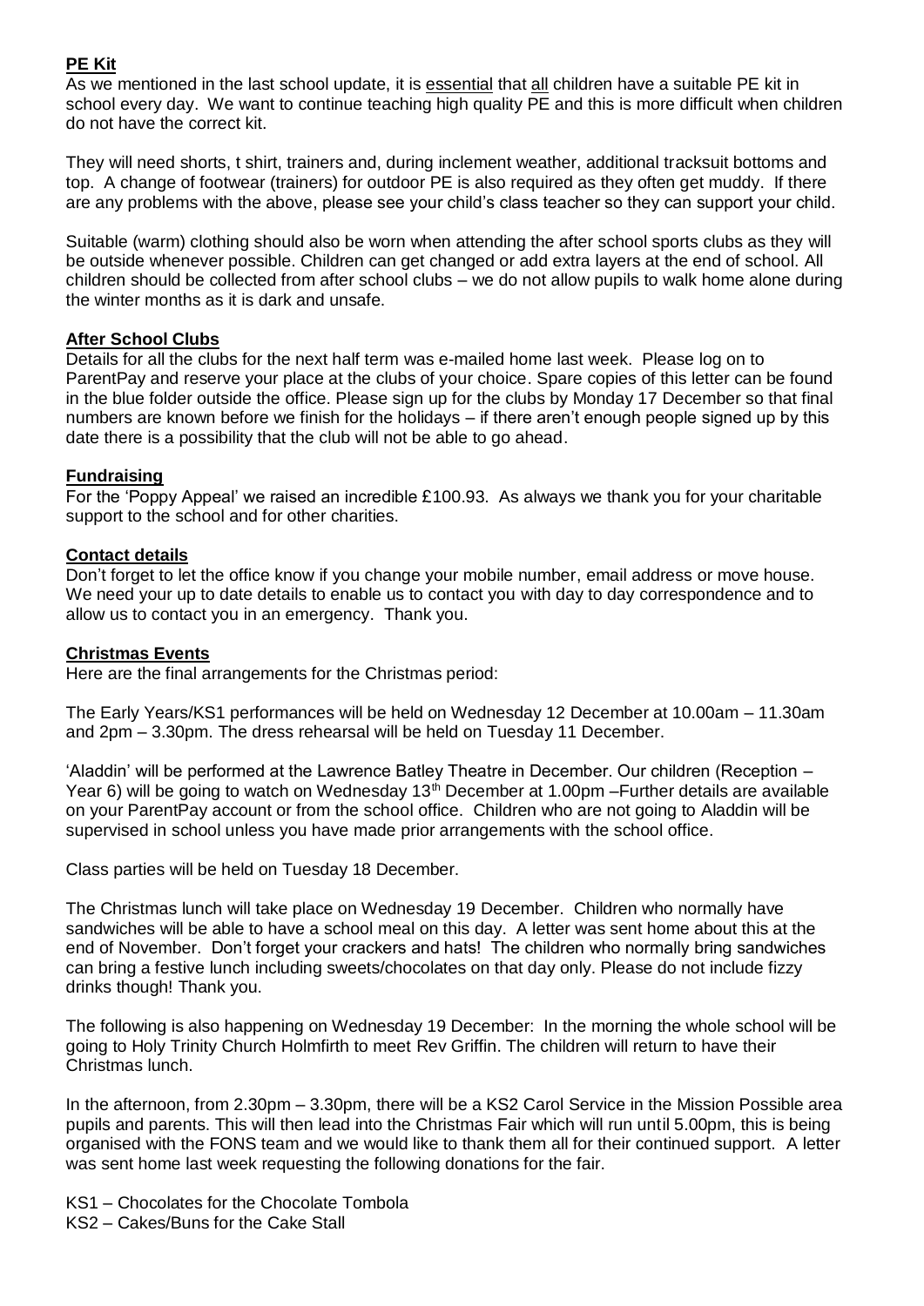## PE Kit

As we mentioned in the last school update, it is essential that all children have a suitable PE kit in school every day. We want to continue teaching high quality PE and this is more difficult when children do not have the correct kit.

They will need shorts, t shirt, trainers and, during inclement weather, additional tracksuit bottoms and top. A change of footwear (trainers) for outdoor PE is also required as they often get muddy. If there are any problems with the above, please see your child's class teacher so they can support your child.

Suitable (warm) clothing should also be worn when attending the after school sports clubs as they will be outside whenever possible. Children can get changed or add extra layers at the end of school. All children should be collected from after school clubs – we do not allow pupils to walk home alone during the winter months as it is dark and unsafe.

## After School Clubs

Details for all the clubs for the next half term was e-mailed home last week. Please log on to ParentPay and reserve your place at the clubs of your choice. Spare copies of this letter can be found in the blue folder outside the office. Please sign up for the clubs by Monday 17 December so that final numbers are known before we finish for the holidays – if there aren't enough people signed up by this date there is a possibility that the club will not be able to go ahead.

## Fundraising

For the 'Poppy Appeal' we raised an incredible £100.93. As always we thank you for your charitable support to the school and for other charities.

## Contact details

Don't forget to let the office know if you change your mobile number, email address or move house. We need your up to date details to enable us to contact you with day to day correspondence and to allow us to contact you in an emergency. Thank you.

## Christmas Events

Here are the final arrangements for the Christmas period:

The Early Years/KS1 performances will be held on Wednesday 12 December at 10.00am – 11.30am and 2pm – 3.30pm. The dress rehearsal will be held on Tuesday 11 December.

'Aladdin' will be performed at the Lawrence Batley Theatre in December. Our children (Reception – Year 6) will be going to watch on Wednesday 13th December at 1.00pm –Further details are available on your ParentPay account or from the school office. Children who are not going to Aladdin will be supervised in school unless you have made prior arrangements with the school office.

Class parties will be held on Tuesday 18 December.

The Christmas lunch will take place on Wednesday 19 December. Children who normally have sandwiches will be able to have a school meal on this day. A letter was sent home about this at the end of November. Don't forget your crackers and hats! The children who normally bring sandwiches can bring a festive lunch including sweets/chocolates on that day only. Please do not include fizzy drinks though! Thank you.

The following is also happening on Wednesday 19 December: In the morning the whole school will be going to Holy Trinity Church Holmfirth to meet Rev Griffin. The children will return to have their Christmas lunch.

In the afternoon, from 2.30pm – 3.30pm, there will be a KS2 Carol Service in the Mission Possible area pupils and parents. This will then lead into the Christmas Fair which will run until 5.00pm, this is being organised with the FONS team and we would like to thank them all for their continued support. A letter was sent home last week requesting the following donations for the fair.

KS1 – Chocolates for the Chocolate Tombola
KS2 – Cakes/Buns for the Cake Stall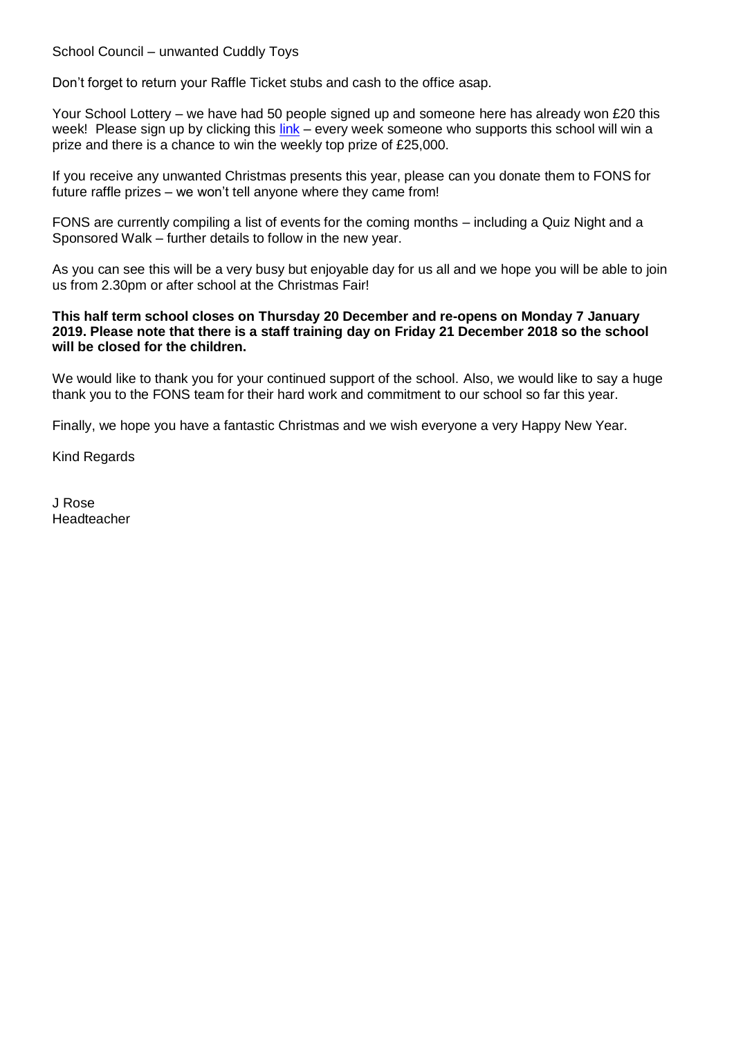School Council – unwanted Cuddly Toys

Don't forget to return your Raffle Ticket stubs and cash to the office asap.

Your School Lottery – we have had 50 people signed up and someone here has already won £20 this week! Please sign up by clicking this link – every week someone who supports this school will win a prize and there is a chance to win the weekly top prize of £25,000.

If you receive any unwanted Christmas presents this year, please can you donate them to FONS for future raffle prizes – we won't tell anyone where they came from!

FONS are currently compiling a list of events for the coming months – including a Quiz Night and a Sponsored Walk – further details to follow in the new year.

As you can see this will be a very busy but enjoyable day for us all and we hope you will be able to join us from 2.30pm or after school at the Christmas Fair!

**This half term school closes on Thursday 20 December and re-opens on Monday 7 January 2019. Please note that there is a staff training day on Friday 21 December 2018 so the school will be closed for the children.**

We would like to thank you for your continued support of the school. Also, we would like to say a huge thank you to the FONS team for their hard work and commitment to our school so far this year.

Finally, we hope you have a fantastic Christmas and we wish everyone a very Happy New Year.

Kind Regards

J Rose
Headteacher